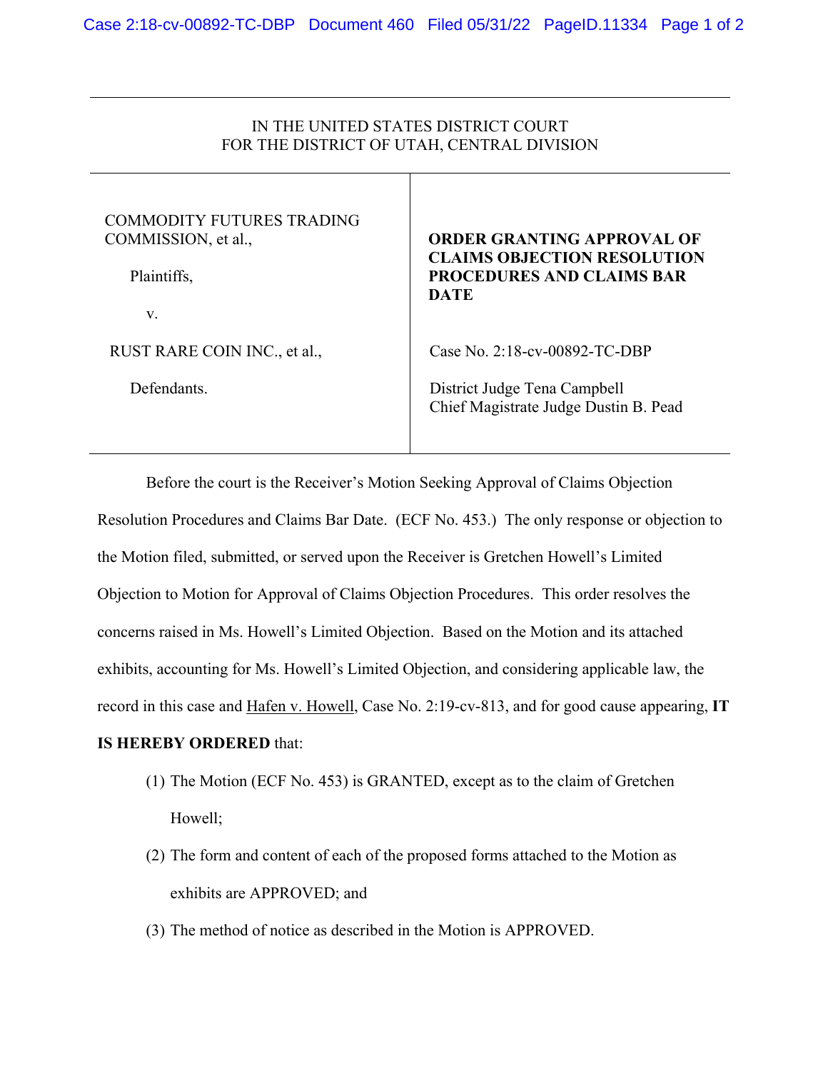IN THE UNITED STATES DISTRICT COURT
FOR THE DISTRICT OF UTAH, CENTRAL DIVISION

| | |
|---|---|
| COMMODITY FUTURES TRADING COMMISSION, et al.,<br><br>Plaintiffs,<br><br>v.<br><br>RUST RARE COIN INC., et al.,<br><br>Defendants. | **ORDER GRANTING APPROVAL OF CLAIMS OBJECTION RESOLUTION PROCEDURES AND CLAIMS BAR DATE**<br><br>Case No. 2:18-cv-00892-TC-DBP<br><br>District Judge Tena Campbell<br>Chief Magistrate Judge Dustin B. Pead |

Before the court is the Receiver's Motion Seeking Approval of Claims Objection Resolution Procedures and Claims Bar Date. (ECF No. 453.) The only response or objection to the Motion filed, submitted, or served upon the Receiver is Gretchen Howell's Limited Objection to Motion for Approval of Claims Objection Procedures. This order resolves the concerns raised in Ms. Howell's Limited Objection. Based on the Motion and its attached exhibits, accounting for Ms. Howell's Limited Objection, and considering applicable law, the record in this case and Hafen v. Howell, Case No. 2:19-cv-813, and for good cause appearing, **IT IS HEREBY ORDERED** that:

(1) The Motion (ECF No. 453) is GRANTED, except as to the claim of Gretchen Howell;

(2) The form and content of each of the proposed forms attached to the Motion as exhibits are APPROVED; and

(3) The method of notice as described in the Motion is APPROVED.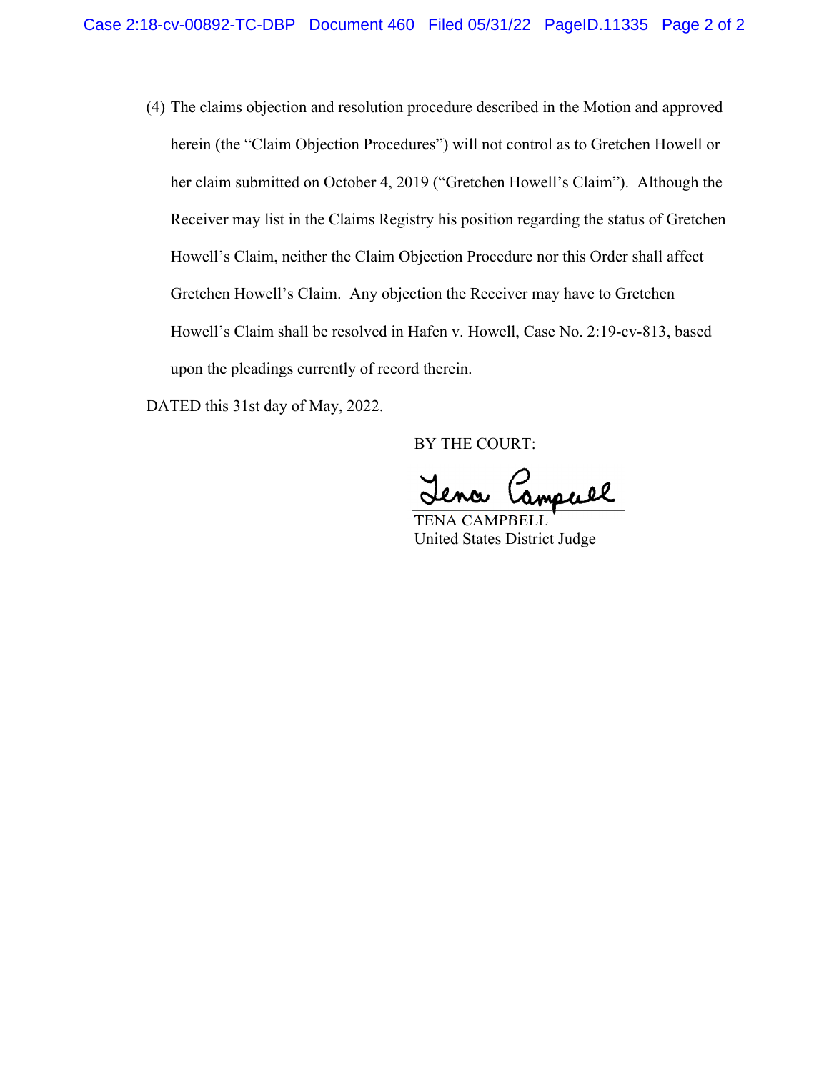(4) The claims objection and resolution procedure described in the Motion and approved herein (the "Claim Objection Procedures") will not control as to Gretchen Howell or her claim submitted on October 4, 2019 ("Gretchen Howell's Claim"). Although the Receiver may list in the Claims Registry his position regarding the status of Gretchen Howell's Claim, neither the Claim Objection Procedure nor this Order shall affect Gretchen Howell's Claim. Any objection the Receiver may have to Gretchen Howell's Claim shall be resolved in Hafen v. Howell, Case No. 2:19-cv-813, based upon the pleadings currently of record therein.

DATED this 31st day of May, 2022.

BY THE COURT:

Tena Campbell

TENA CAMPBELL
United States District Judge